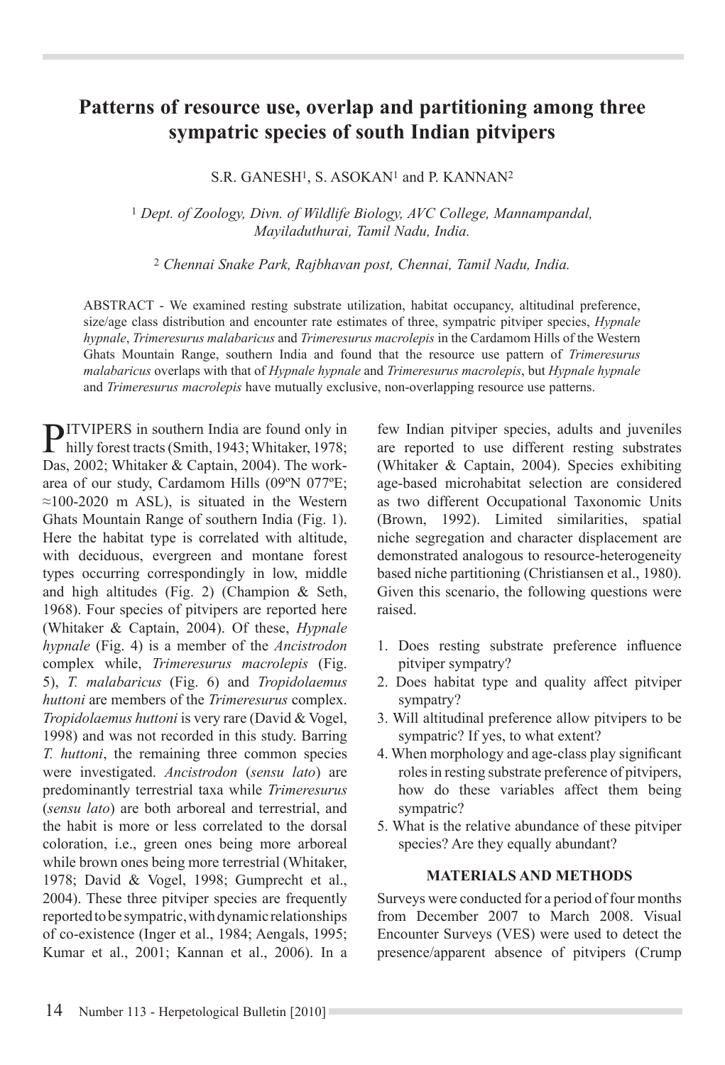# Patterns of resource use, overlap and partitioning among three sympatric species of south Indian pitvipers

S.R. GANESH[1], S. ASOKAN[1] and P. KANNAN[2]

[1] *Dept. of Zoology, Divn. of Wildlife Biology, AVC College, Mannampandal, Mayiladuthurai, Tamil Nadu, India.*

[2] *Chennai Snake Park, Rajbhavan post, Chennai, Tamil Nadu, India.*

ABSTRACT - We examined resting substrate utilization, habitat occupancy, altitudinal preference, size/age class distribution and encounter rate estimates of three, sympatric pitviper species, *Hypnale hypnale*, *Trimeresurus malabaricus* and *Trimeresurus macrolepis* in the Cardamom Hills of the Western Ghats Mountain Range, southern India and found that the resource use pattern of *Trimeresurus malabaricus* overlaps with that of *Hypnale hypnale* and *Trimeresurus macrolepis*, but *Hypnale hypnale* and *Trimeresurus macrolepis* have mutually exclusive, non-overlapping resource use patterns.

PITVIPERS in southern India are found only in hilly forest tracts (Smith, 1943; Whitaker, 1978; Das, 2002; Whitaker & Captain, 2004). The work-area of our study, Cardamom Hills (09ºN 077ºE; ≈100-2020 m ASL), is situated in the Western Ghats Mountain Range of southern India (Fig. 1). Here the habitat type is correlated with altitude, with deciduous, evergreen and montane forest types occurring correspondingly in low, middle and high altitudes (Fig. 2) (Champion & Seth, 1968). Four species of pitvipers are reported here (Whitaker & Captain, 2004). Of these, *Hypnale hypnale* (Fig. 4) is a member of the *Ancistrodon* complex while, *Trimeresurus macrolepis* (Fig. 5), *T. malabaricus* (Fig. 6) and *Tropidolaemus huttoni* are members of the *Trimeresurus* complex. *Tropidolaemus huttoni* is very rare (David & Vogel, 1998) and was not recorded in this study. Barring *T. huttoni*, the remaining three common species were investigated. *Ancistrodon* (*sensu lato*) are predominantly terrestrial taxa while *Trimeresurus* (*sensu lato*) are both arboreal and terrestrial, and the habit is more or less correlated to the dorsal coloration, i.e., green ones being more arboreal while brown ones being more terrestrial (Whitaker, 1978; David & Vogel, 1998; Gumprecht et al., 2004). These three pitviper species are frequently reported to be sympatric, with dynamic relationships of co-existence (Inger et al., 1984; Aengals, 1995; Kumar et al., 2001; Kannan et al., 2006). In a few Indian pitviper species, adults and juveniles are reported to use different resting substrates (Whitaker & Captain, 2004). Species exhibiting age-based microhabitat selection are considered as two different Occupational Taxonomic Units (Brown, 1992). Limited similarities, spatial niche segregation and character displacement are demonstrated analogous to resource-heterogeneity based niche partitioning (Christiansen et al., 1980). Given this scenario, the following questions were raised.

1. Does resting substrate preference influence pitviper sympatry?
2. Does habitat type and quality affect pitviper sympatry?
3. Will altitudinal preference allow pitvipers to be sympatric? If yes, to what extent?
4. When morphology and age-class play significant roles in resting substrate preference of pitvipers, how do these variables affect them being sympatric?
5. What is the relative abundance of these pitviper species? Are they equally abundant?

## MATERIALS AND METHODS

Surveys were conducted for a period of four months from December 2007 to March 2008. Visual Encounter Surveys (VES) were used to detect the presence/apparent absence of pitvipers (Crump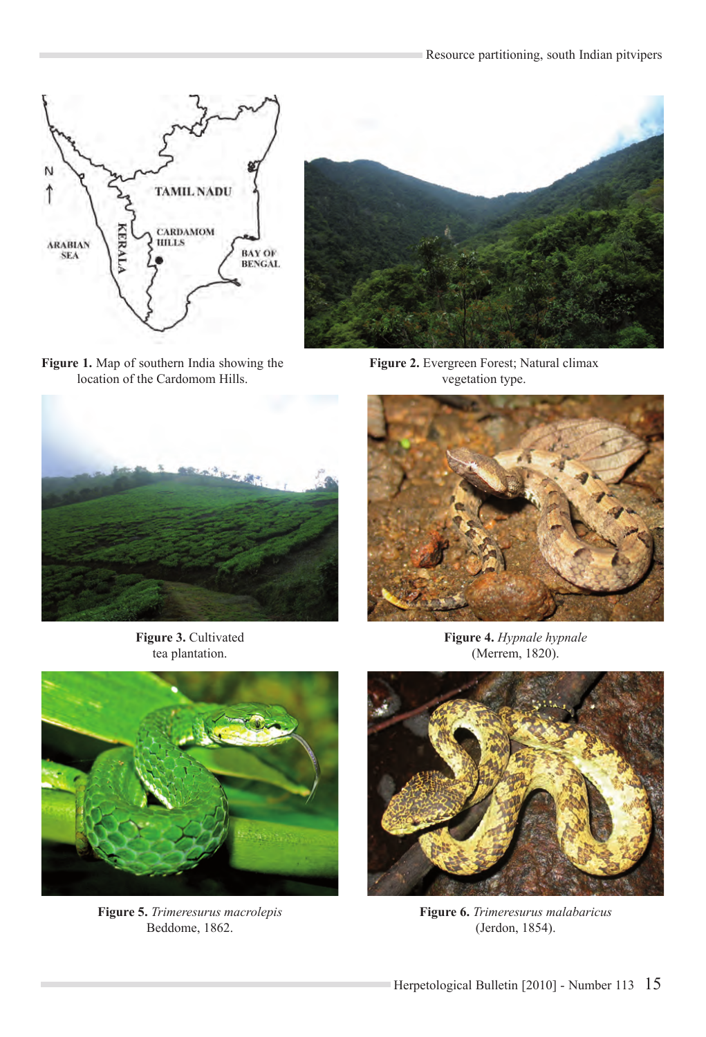**Figure 1.** Map of southern India showing the location of the Cardomom Hills.

**Figure 2.** Evergreen Forest; Natural climax vegetation type.

**Figure 3.** Cultivated tea plantation.

**Figure 4.** *Hypnale hypnale* (Merrem, 1820).

**Figure 5.** *Trimeresurus macrolepis* Beddome, 1862.

**Figure 6.** *Trimeresurus malabaricus* (Jerdon, 1854).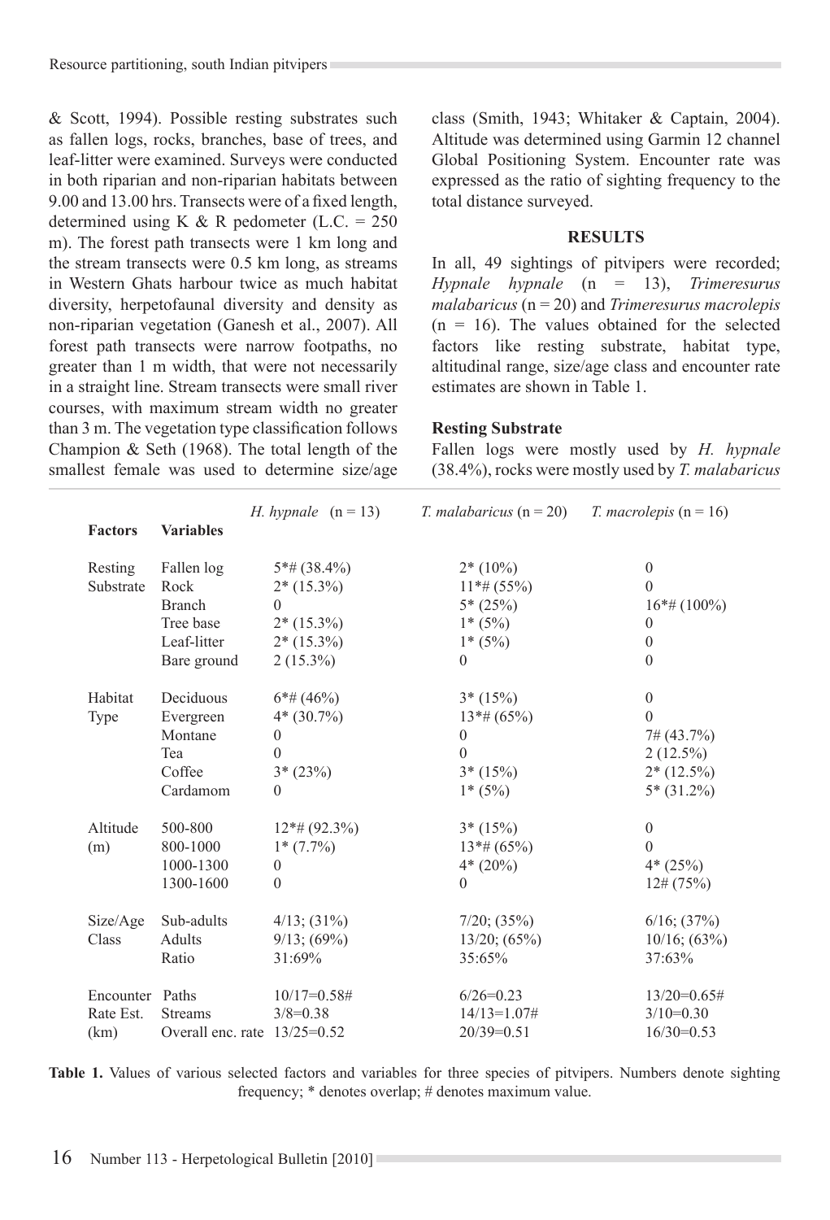& Scott, 1994). Possible resting substrates such as fallen logs, rocks, branches, base of trees, and leaf-litter were examined. Surveys were conducted in both riparian and non-riparian habitats between 9.00 and 13.00 hrs. Transects were of a fixed length, determined using K & R pedometer (L.C. = 250 m). The forest path transects were 1 km long and the stream transects were 0.5 km long, as streams in Western Ghats harbour twice as much habitat diversity, herpetofaunal diversity and density as non-riparian vegetation (Ganesh et al., 2007). All forest path transects were narrow footpaths, no greater than 1 m width, that were not necessarily in a straight line. Stream transects were small river courses, with maximum stream width no greater than 3 m. The vegetation type classification follows Champion & Seth (1968). The total length of the smallest female was used to determine size/age class (Smith, 1943; Whitaker & Captain, 2004). Altitude was determined using Garmin 12 channel Global Positioning System. Encounter rate was expressed as the ratio of sighting frequency to the total distance surveyed.

## RESULTS

In all, 49 sightings of pitvipers were recorded; *Hypnale hypnale* (n = 13), *Trimeresurus malabaricus* (n = 20) and *Trimeresurus macrolepis* (n = 16). The values obtained for the selected factors like resting substrate, habitat type, altitudinal range, size/age class and encounter rate estimates are shown in Table 1.

### Resting Substrate

Fallen logs were mostly used by *H. hypnale* (38.4%), rocks were mostly used by *T. malabaricus*

| Factors | Variables | *H. hypnale* (n = 13) | *T. malabaricus* (n = 20) | *T. macrolepis* (n = 16) |
|---|---|---|---|---|
| Resting Substrate | Fallen log | 5*# (38.4%) | 2* (10%) | 0 |
| | Rock | 2* (15.3%) | 11*# (55%) | 0 |
| | Branch | 0 | 5* (25%) | 16*# (100%) |
| | Tree base | 2* (15.3%) | 1* (5%) | 0 |
| | Leaf-litter | 2* (15.3%) | 1* (5%) | 0 |
| | Bare ground | 2 (15.3%) | 0 | 0 |
| Habitat Type | Deciduous | 6*# (46%) | 3* (15%) | 0 |
| | Evergreen | 4* (30.7%) | 13*# (65%) | 0 |
| | Montane | 0 | 0 | 7# (43.7%) |
| | Tea | 0 | 0 | 2 (12.5%) |
| | Coffee | 3* (23%) | 3* (15%) | 2* (12.5%) |
| | Cardamom | 0 | 1* (5%) | 5* (31.2%) |
| Altitude (m) | 500-800 | 12*# (92.3%) | 3* (15%) | 0 |
| | 800-1000 | 1* (7.7%) | 13*# (65%) | 0 |
| | 1000-1300 | 0 | 4* (20%) | 4* (25%) |
| | 1300-1600 | 0 | 0 | 12# (75%) |
| Size/Age Class | Sub-adults | 4/13; (31%) | 7/20; (35%) | 6/16; (37%) |
| | Adults | 9/13; (69%) | 13/20; (65%) | 10/16; (63%) |
| | Ratio | 31:69% | 35:65% | 37:63% |
| Encounter Rate Est. (km) | Paths | 10/17=0.58# | 6/26=0.23 | 13/20=0.65# |
| | Streams | 3/8=0.38 | 14/13=1.07# | 3/10=0.30 |
| | Overall enc. rate | 13/25=0.52 | 20/39=0.51 | 16/30=0.53 |

**Table 1.** Values of various selected factors and variables for three species of pitvipers. Numbers denote sighting frequency; * denotes overlap; # denotes maximum value.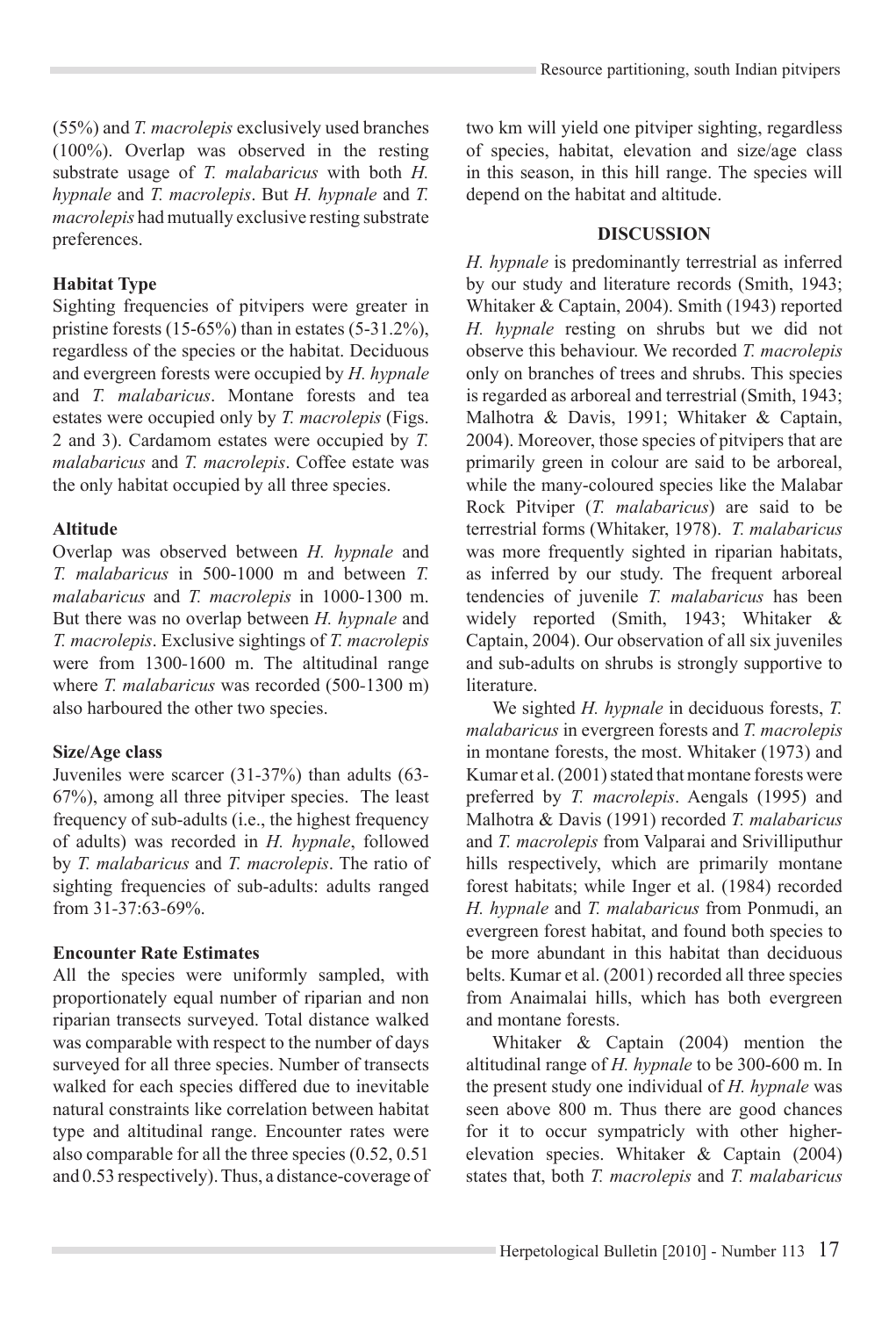(55%) and *T. macrolepis* exclusively used branches (100%). Overlap was observed in the resting substrate usage of *T. malabaricus* with both *H. hypnale* and *T. macrolepis*. But *H. hypnale* and *T. macrolepis* had mutually exclusive resting substrate preferences.

### Habitat Type

Sighting frequencies of pitvipers were greater in pristine forests (15-65%) than in estates (5-31.2%), regardless of the species or the habitat. Deciduous and evergreen forests were occupied by *H. hypnale* and *T. malabaricus*. Montane forests and tea estates were occupied only by *T. macrolepis* (Figs. 2 and 3). Cardamom estates were occupied by *T. malabaricus* and *T. macrolepis*. Coffee estate was the only habitat occupied by all three species.

### Altitude

Overlap was observed between *H. hypnale* and *T. malabaricus* in 500-1000 m and between *T. malabaricus* and *T. macrolepis* in 1000-1300 m. But there was no overlap between *H. hypnale* and *T. macrolepis*. Exclusive sightings of *T. macrolepis* were from 1300-1600 m. The altitudinal range where *T. malabaricus* was recorded (500-1300 m) also harboured the other two species.

### Size/Age class

Juveniles were scarcer (31-37%) than adults (63-67%), among all three pitviper species. The least frequency of sub-adults (i.e., the highest frequency of adults) was recorded in *H. hypnale*, followed by *T. malabaricus* and *T. macrolepis*. The ratio of sighting frequencies of sub-adults: adults ranged from 31-37:63-69%.

### Encounter Rate Estimates

All the species were uniformly sampled, with proportionately equal number of riparian and non riparian transects surveyed. Total distance walked was comparable with respect to the number of days surveyed for all three species. Number of transects walked for each species differed due to inevitable natural constraints like correlation between habitat type and altitudinal range. Encounter rates were also comparable for all the three species (0.52, 0.51 and 0.53 respectively). Thus, a distance-coverage of two km will yield one pitviper sighting, regardless of species, habitat, elevation and size/age class in this season, in this hill range. The species will depend on the habitat and altitude.

## DISCUSSION

*H. hypnale* is predominantly terrestrial as inferred by our study and literature records (Smith, 1943; Whitaker & Captain, 2004). Smith (1943) reported *H. hypnale* resting on shrubs but we did not observe this behaviour. We recorded *T. macrolepis* only on branches of trees and shrubs. This species is regarded as arboreal and terrestrial (Smith, 1943; Malhotra & Davis, 1991; Whitaker & Captain, 2004). Moreover, those species of pitvipers that are primarily green in colour are said to be arboreal, while the many-coloured species like the Malabar Rock Pitviper (*T. malabaricus*) are said to be terrestrial forms (Whitaker, 1978). *T. malabaricus* was more frequently sighted in riparian habitats, as inferred by our study. The frequent arboreal tendencies of juvenile *T. malabaricus* has been widely reported (Smith, 1943; Whitaker & Captain, 2004). Our observation of all six juveniles and sub-adults on shrubs is strongly supportive to literature.

We sighted *H. hypnale* in deciduous forests, *T. malabaricus* in evergreen forests and *T. macrolepis* in montane forests, the most. Whitaker (1973) and Kumar et al. (2001) stated that montane forests were preferred by *T. macrolepis*. Aengals (1995) and Malhotra & Davis (1991) recorded *T. malabaricus* and *T. macrolepis* from Valparai and Srivilliputhur hills respectively, which are primarily montane forest habitats; while Inger et al. (1984) recorded *H. hypnale* and *T. malabaricus* from Ponmudi, an evergreen forest habitat, and found both species to be more abundant in this habitat than deciduous belts. Kumar et al. (2001) recorded all three species from Anaimalai hills, which has both evergreen and montane forests.

Whitaker & Captain (2004) mention the altitudinal range of *H. hypnale* to be 300-600 m. In the present study one individual of *H. hypnale* was seen above 800 m. Thus there are good chances for it to occur sympatricly with other higher-elevation species. Whitaker & Captain (2004) states that, both *T. macrolepis* and *T. malabaricus*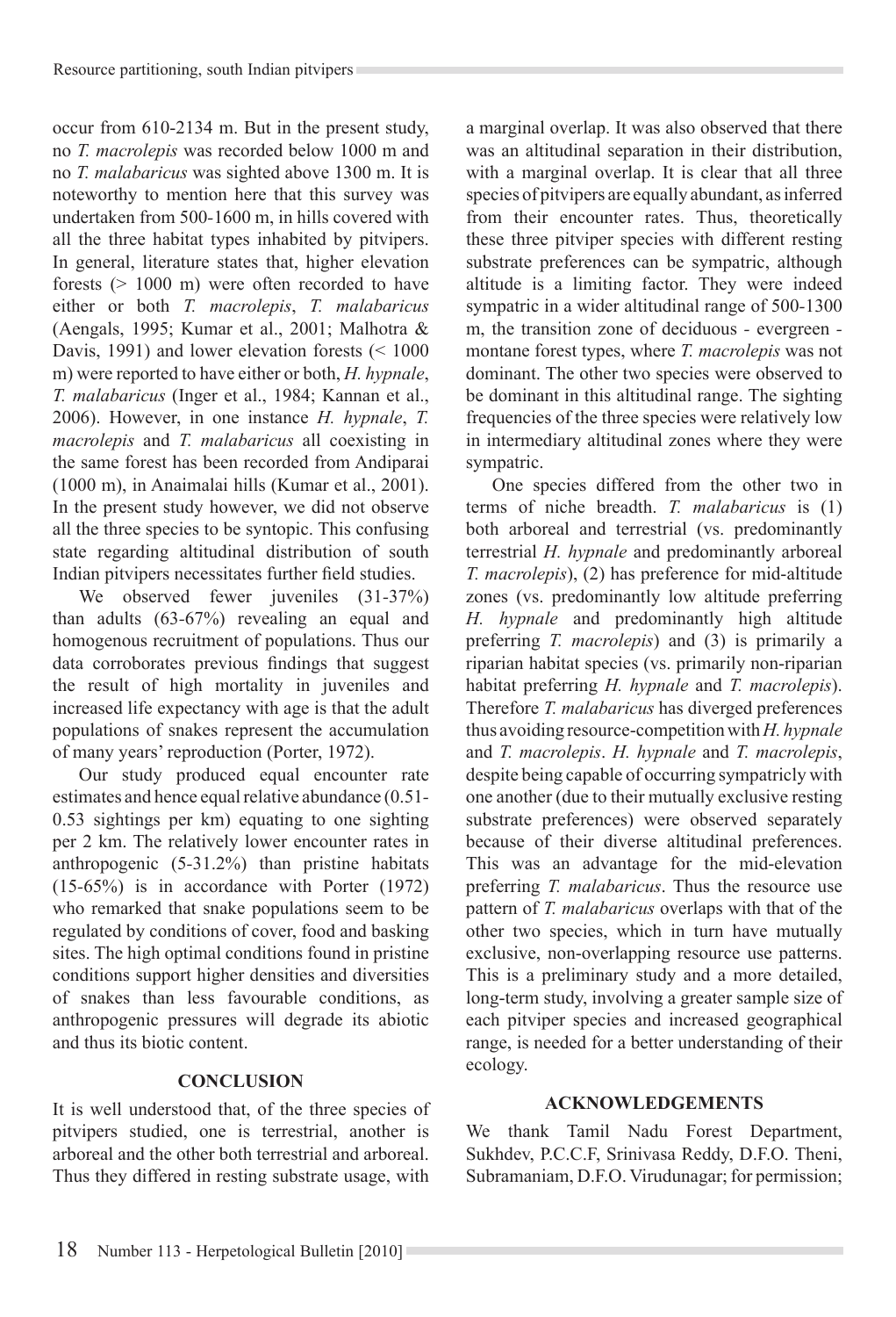occur from 610-2134 m. But in the present study, no *T. macrolepis* was recorded below 1000 m and no *T. malabaricus* was sighted above 1300 m. It is noteworthy to mention here that this survey was undertaken from 500-1600 m, in hills covered with all the three habitat types inhabited by pitvipers. In general, literature states that, higher elevation forests (> 1000 m) were often recorded to have either or both *T. macrolepis*, *T. malabaricus* (Aengals, 1995; Kumar et al., 2001; Malhotra & Davis, 1991) and lower elevation forests (< 1000 m) were reported to have either or both, *H. hypnale*, *T. malabaricus* (Inger et al., 1984; Kannan et al., 2006). However, in one instance *H. hypnale*, *T. macrolepis* and *T. malabaricus* all coexisting in the same forest has been recorded from Andiparai (1000 m), in Anaimalai hills (Kumar et al., 2001). In the present study however, we did not observe all the three species to be syntopic. This confusing state regarding altitudinal distribution of south Indian pitvipers necessitates further field studies.

We observed fewer juveniles (31-37%) than adults (63-67%) revealing an equal and homogenous recruitment of populations. Thus our data corroborates previous findings that suggest the result of high mortality in juveniles and increased life expectancy with age is that the adult populations of snakes represent the accumulation of many years' reproduction (Porter, 1972).

Our study produced equal encounter rate estimates and hence equal relative abundance (0.51-0.53 sightings per km) equating to one sighting per 2 km. The relatively lower encounter rates in anthropogenic (5-31.2%) than pristine habitats (15-65%) is in accordance with Porter (1972) who remarked that snake populations seem to be regulated by conditions of cover, food and basking sites. The high optimal conditions found in pristine conditions support higher densities and diversities of snakes than less favourable conditions, as anthropogenic pressures will degrade its abiotic and thus its biotic content.

## CONCLUSION

It is well understood that, of the three species of pitvipers studied, one is terrestrial, another is arboreal and the other both terrestrial and arboreal. Thus they differed in resting substrate usage, with a marginal overlap. It was also observed that there was an altitudinal separation in their distribution, with a marginal overlap. It is clear that all three species of pitvipers are equally abundant, as inferred from their encounter rates. Thus, theoretically these three pitviper species with different resting substrate preferences can be sympatric, although altitude is a limiting factor. They were indeed sympatric in a wider altitudinal range of 500-1300 m, the transition zone of deciduous - evergreen - montane forest types, where *T. macrolepis* was not dominant. The other two species were observed to be dominant in this altitudinal range. The sighting frequencies of the three species were relatively low in intermediary altitudinal zones where they were sympatric.

One species differed from the other two in terms of niche breadth. *T. malabaricus* is (1) both arboreal and terrestrial (vs. predominantly terrestrial *H. hypnale* and predominantly arboreal *T. macrolepis*), (2) has preference for mid-altitude zones (vs. predominantly low altitude preferring *H. hypnale* and predominantly high altitude preferring *T. macrolepis*) and (3) is primarily a riparian habitat species (vs. primarily non-riparian habitat preferring *H. hypnale* and *T. macrolepis*). Therefore *T. malabaricus* has diverged preferences thus avoiding resource-competition with *H. hypnale* and *T. macrolepis*. *H. hypnale* and *T. macrolepis*, despite being capable of occurring sympatricly with one another (due to their mutually exclusive resting substrate preferences) were observed separately because of their diverse altitudinal preferences. This was an advantage for the mid-elevation preferring *T. malabaricus*. Thus the resource use pattern of *T. malabaricus* overlaps with that of the other two species, which in turn have mutually exclusive, non-overlapping resource use patterns. This is a preliminary study and a more detailed, long-term study, involving a greater sample size of each pitviper species and increased geographical range, is needed for a better understanding of their ecology.

## ACKNOWLEDGEMENTS

We thank Tamil Nadu Forest Department, Sukhdev, P.C.C.F, Srinivasa Reddy, D.F.O. Theni, Subramaniam, D.F.O. Virudunagar; for permission;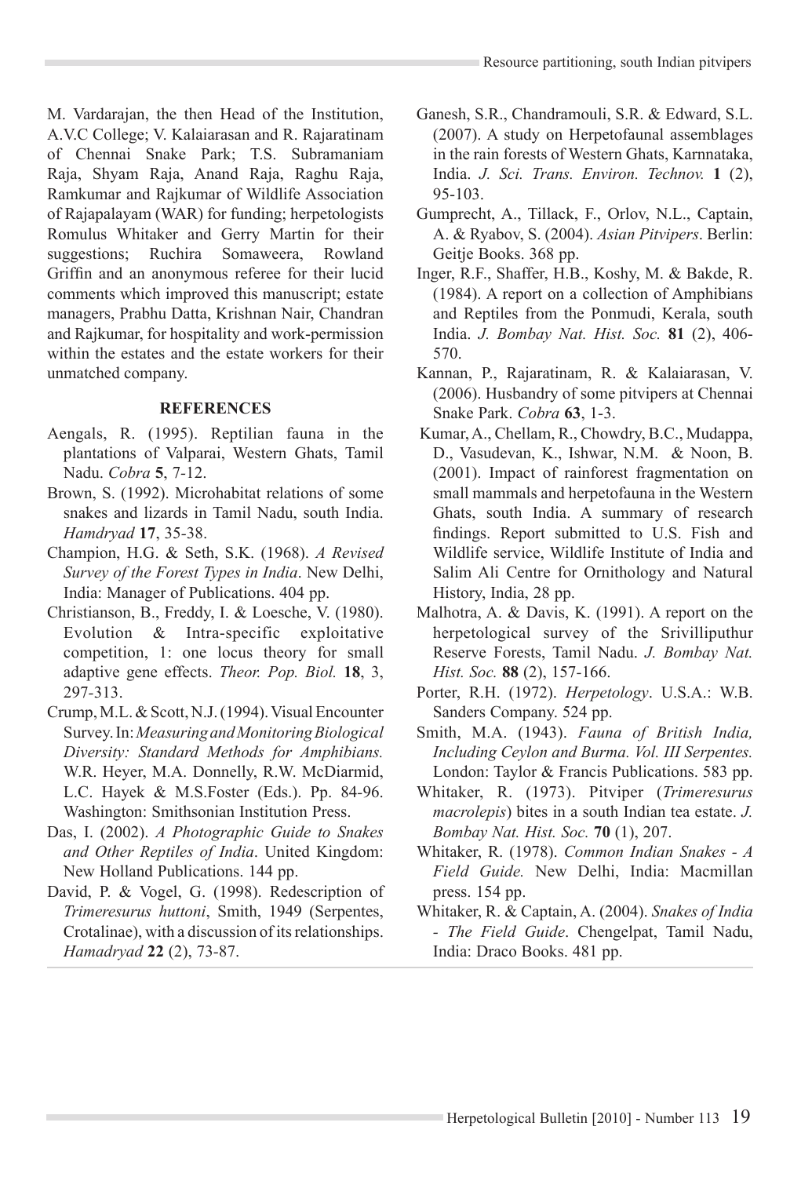M. Vardarajan, the then Head of the Institution, A.V.C College; V. Kalaiarasan and R. Rajaratinam of Chennai Snake Park; T.S. Subramaniam Raja, Shyam Raja, Anand Raja, Raghu Raja, Ramkumar and Rajkumar of Wildlife Association of Rajapalayam (WAR) for funding; herpetologists Romulus Whitaker and Gerry Martin for their suggestions; Ruchira Somaweera, Rowland Griffin and an anonymous referee for their lucid comments which improved this manuscript; estate managers, Prabhu Datta, Krishnan Nair, Chandran and Rajkumar, for hospitality and work-permission within the estates and the estate workers for their unmatched company.

## REFERENCES

Aengals, R. (1995). Reptilian fauna in the plantations of Valparai, Western Ghats, Tamil Nadu. *Cobra* **5**, 7-12.

Brown, S. (1992). Microhabitat relations of some snakes and lizards in Tamil Nadu, south India. *Hamdryad* **17**, 35-38.

Champion, H.G. & Seth, S.K. (1968). *A Revised Survey of the Forest Types in India*. New Delhi, India: Manager of Publications. 404 pp.

Christianson, B., Freddy, I. & Loesche, V. (1980). Evolution & Intra-specific exploitative competition, 1: one locus theory for small adaptive gene effects. *Theor. Pop. Biol.* **18**, 3, 297-313.

Crump, M.L. & Scott, N.J. (1994). Visual Encounter Survey. In: *Measuring and Monitoring Biological Diversity: Standard Methods for Amphibians.* W.R. Heyer, M.A. Donnelly, R.W. McDiarmid, L.C. Hayek & M.S.Foster (Eds.). Pp. 84-96. Washington: Smithsonian Institution Press.

Das, I. (2002). *A Photographic Guide to Snakes and Other Reptiles of India*. United Kingdom: New Holland Publications. 144 pp.

David, P. & Vogel, G. (1998). Redescription of *Trimeresurus huttoni*, Smith, 1949 (Serpentes, Crotalinae), with a discussion of its relationships. *Hamadryad* **22** (2), 73-87.

Ganesh, S.R., Chandramouli, S.R. & Edward, S.L. (2007). A study on Herpetofaunal assemblages in the rain forests of Western Ghats, Karnnataka, India. *J. Sci. Trans. Environ. Technov.* **1** (2), 95-103.

Gumprecht, A., Tillack, F., Orlov, N.L., Captain, A. & Ryabov, S. (2004). *Asian Pitvipers*. Berlin: Geitje Books. 368 pp.

Inger, R.F., Shaffer, H.B., Koshy, M. & Bakde, R. (1984). A report on a collection of Amphibians and Reptiles from the Ponmudi, Kerala, south India. *J. Bombay Nat. Hist. Soc.* **81** (2), 406-570.

Kannan, P., Rajaratinam, R. & Kalaiarasan, V. (2006). Husbandry of some pitvipers at Chennai Snake Park. *Cobra* **63**, 1-3.

Kumar, A., Chellam, R., Chowdry, B.C., Mudappa, D., Vasudevan, K., Ishwar, N.M. & Noon, B. (2001). Impact of rainforest fragmentation on small mammals and herpetofauna in the Western Ghats, south India. A summary of research findings. Report submitted to U.S. Fish and Wildlife service, Wildlife Institute of India and Salim Ali Centre for Ornithology and Natural History, India, 28 pp.

Malhotra, A. & Davis, K. (1991). A report on the herpetological survey of the Srivilliputhur Reserve Forests, Tamil Nadu. *J. Bombay Nat. Hist. Soc.* **88** (2), 157-166.

Porter, R.H. (1972). *Herpetology*. U.S.A.: W.B. Sanders Company. 524 pp.

Smith, M.A. (1943). *Fauna of British India, Including Ceylon and Burma. Vol. III Serpentes.* London: Taylor & Francis Publications. 583 pp.

Whitaker, R. (1973). Pitviper (*Trimeresurus macrolepis*) bites in a south Indian tea estate. *J. Bombay Nat. Hist. Soc.* **70** (1), 207.

Whitaker, R. (1978). *Common Indian Snakes - A Field Guide.* New Delhi, India: Macmillan press. 154 pp.

Whitaker, R. & Captain, A. (2004). *Snakes of India - The Field Guide*. Chengelpat, Tamil Nadu, India: Draco Books. 481 pp.